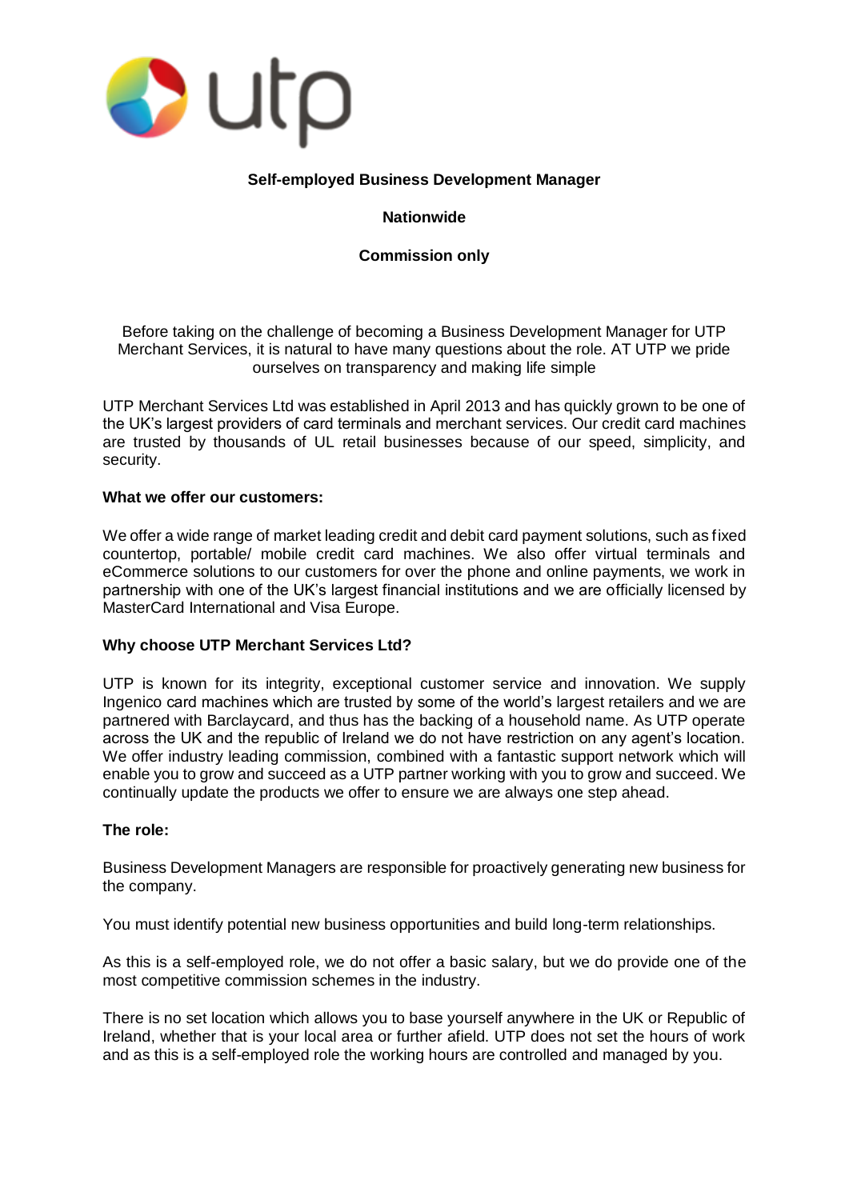utp

**Self-employed Business Development Manager**

**Nationwide**

**Commission only**

Before taking on the challenge of becoming a Business Development Manager for UTP Merchant Services, it is natural to have many questions about the role. AT UTP we pride ourselves on transparency and making life simple

UTP Merchant Services Ltd was established in April 2013 and has quickly grown to be one of the UK's largest providers of card terminals and merchant services. Our credit card machines are trusted by thousands of UL retail businesses because of our speed, simplicity, and security.

**What we offer our customers:**

We offer a wide range of market leading credit and debit card payment solutions, such as fixed countertop, portable/ mobile credit card machines. We also offer virtual terminals and eCommerce solutions to our customers for over the phone and online payments, we work in partnership with one of the UK's largest financial institutions and we are officially licensed by MasterCard International and Visa Europe.

**Why choose UTP Merchant Services Ltd?**

UTP is known for its integrity, exceptional customer service and innovation. We supply Ingenico card machines which are trusted by some of the world's largest retailers and we are partnered with Barclaycard, and thus has the backing of a household name. As UTP operate across the UK and the republic of Ireland we do not have restriction on any agent's location. We offer industry leading commission, combined with a fantastic support network which will enable you to grow and succeed as a UTP partner working with you to grow and succeed. We continually update the products we offer to ensure we are always one step ahead.

**The role:**

Business Development Managers are responsible for proactively generating new business for the company.

You must identify potential new business opportunities and build long-term relationships.

As this is a self-employed role, we do not offer a basic salary, but we do provide one of the most competitive commission schemes in the industry.

There is no set location which allows you to base yourself anywhere in the UK or Republic of Ireland, whether that is your local area or further afield. UTP does not set the hours of work and as this is a self-employed role the working hours are controlled and managed by you.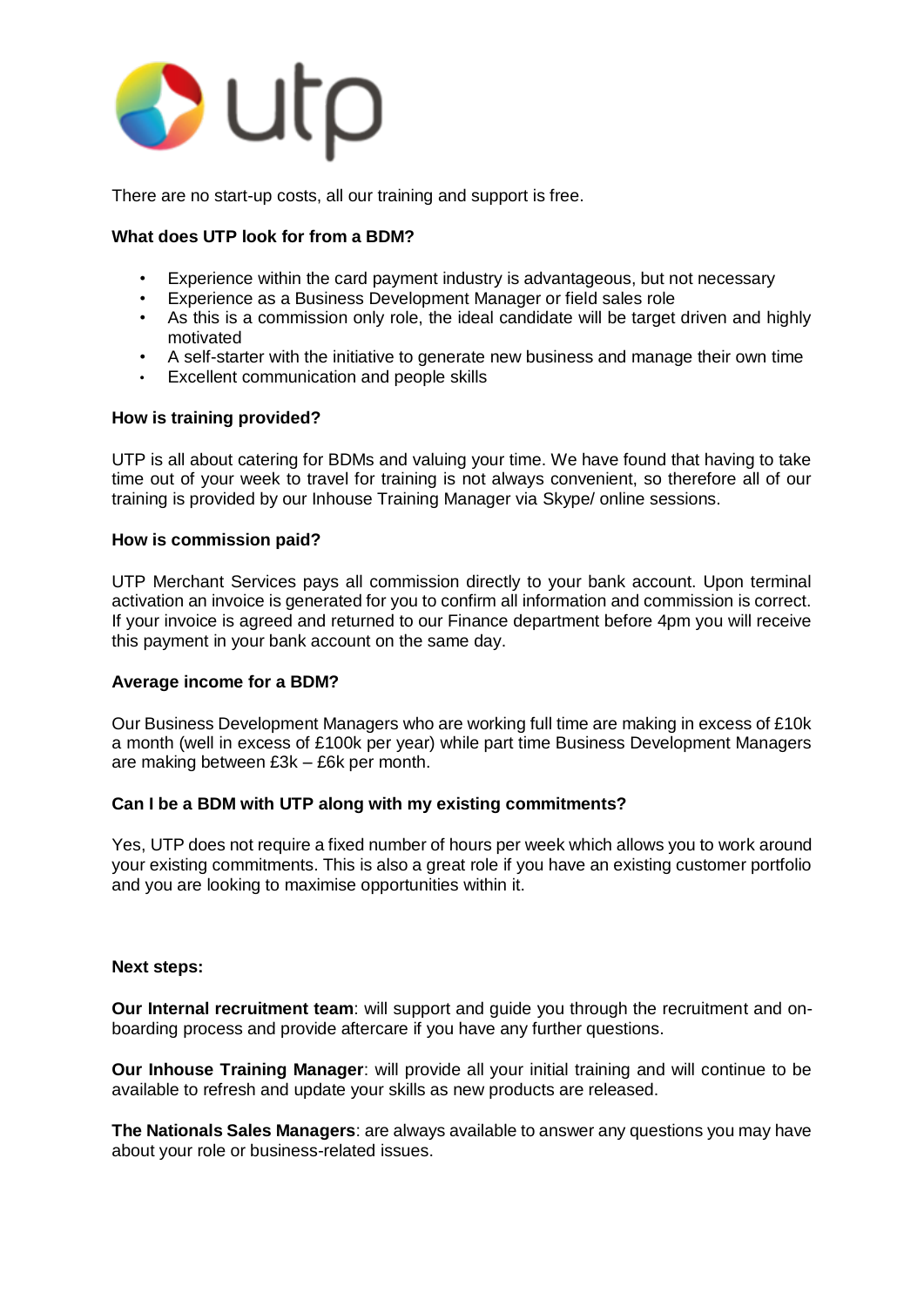There are no start-up costs, all our training and support is free.

**What does UTP look for from a BDM?**

- Experience within the card payment industry is advantageous, but not necessary
- Experience as a Business Development Manager or field sales role
- As this is a commission only role, the ideal candidate will be target driven and highly motivated
- A self-starter with the initiative to generate new business and manage their own time
- Excellent communication and people skills

**How is training provided?**

UTP is all about catering for BDMs and valuing your time. We have found that having to take time out of your week to travel for training is not always convenient, so therefore all of our training is provided by our Inhouse Training Manager via Skype/ online sessions.

**How is commission paid?**

UTP Merchant Services pays all commission directly to your bank account. Upon terminal activation an invoice is generated for you to confirm all information and commission is correct. If your invoice is agreed and returned to our Finance department before 4pm you will receive this payment in your bank account on the same day.

**Average income for a BDM?**

Our Business Development Managers who are working full time are making in excess of £10k a month (well in excess of £100k per year) while part time Business Development Managers are making between £3k – £6k per month.

**Can I be a BDM with UTP along with my existing commitments?**

Yes, UTP does not require a fixed number of hours per week which allows you to work around your existing commitments. This is also a great role if you have an existing customer portfolio and you are looking to maximise opportunities within it.

**Next steps:**

**Our Internal recruitment team**: will support and guide you through the recruitment and on-boarding process and provide aftercare if you have any further questions.

**Our Inhouse Training Manager**: will provide all your initial training and will continue to be available to refresh and update your skills as new products are released.

**The Nationals Sales Managers**: are always available to answer any questions you may have about your role or business-related issues.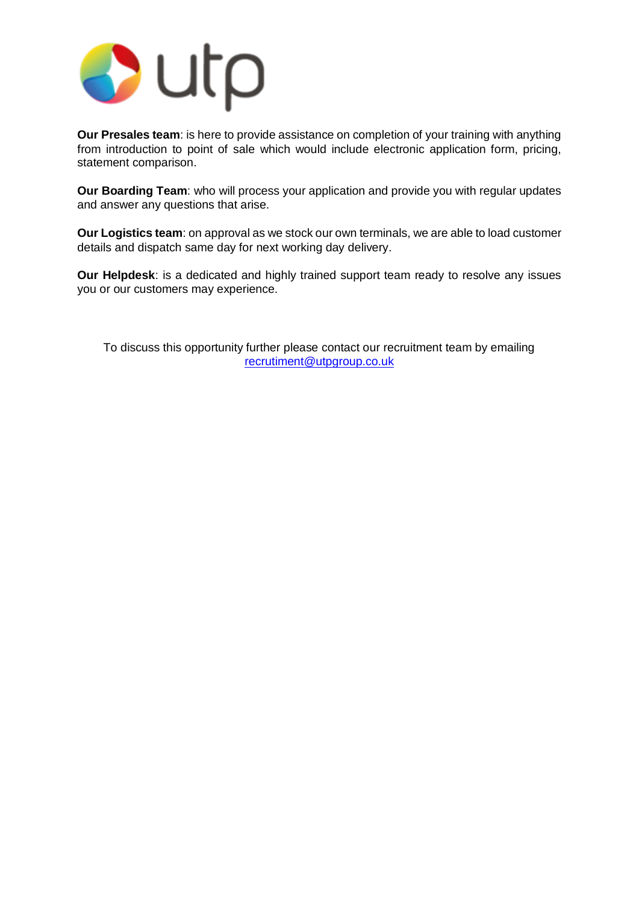**Our Presales team**: is here to provide assistance on completion of your training with anything from introduction to point of sale which would include electronic application form, pricing, statement comparison.

**Our Boarding Team**: who will process your application and provide you with regular updates and answer any questions that arise.

**Our Logistics team**: on approval as we stock our own terminals, we are able to load customer details and dispatch same day for next working day delivery.

**Our Helpdesk**: is a dedicated and highly trained support team ready to resolve any issues you or our customers may experience.

To discuss this opportunity further please contact our recruitment team by emailing recrutiment@utpgroup.co.uk